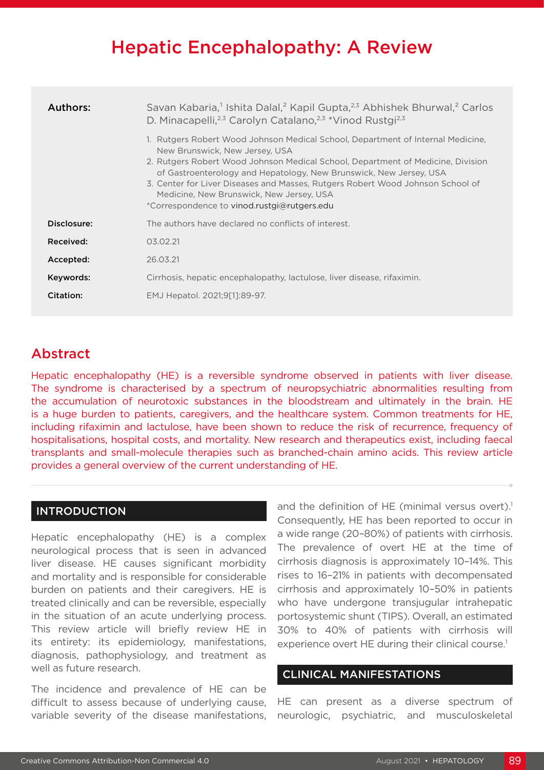# Hepatic Encephalopathy: A Review

| | |
|---|---|
| **Authors:** | Savan Kabaria,[1] Ishita Dalal,[2] Kapil Gupta,[2,3] Abhishek Bhurwal,[2] Carlos D. Minacapelli,[2,3] Carolyn Catalano,[2,3] *Vinod Rustgi[2,3] |
| | 1. Rutgers Robert Wood Johnson Medical School, Department of Internal Medicine, New Brunswick, New Jersey, USA<br>2. Rutgers Robert Wood Johnson Medical School, Department of Medicine, Division of Gastroenterology and Hepatology, New Brunswick, New Jersey, USA<br>3. Center for Liver Diseases and Masses, Rutgers Robert Wood Johnson School of Medicine, New Brunswick, New Jersey, USA<br>*Correspondence to vinod.rustgi@rutgers.edu |
| **Disclosure:** | The authors have declared no conflicts of interest. |
| **Received:** | 03.02.21 |
| **Accepted:** | 26.03.21 |
| **Keywords:** | Cirrhosis, hepatic encephalopathy, lactulose, liver disease, rifaximin. |
| **Citation:** | EMJ Hepatol. 2021;9[1]:89-97. |

## Abstract

Hepatic encephalopathy (HE) is a reversible syndrome observed in patients with liver disease. The syndrome is characterised by a spectrum of neuropsychiatric abnormalities resulting from the accumulation of neurotoxic substances in the bloodstream and ultimately in the brain. HE is a huge burden to patients, caregivers, and the healthcare system. Common treatments for HE, including rifaximin and lactulose, have been shown to reduce the risk of recurrence, frequency of hospitalisations, hospital costs, and mortality. New research and therapeutics exist, including faecal transplants and small-molecule therapies such as branched-chain amino acids. This review article provides a general overview of the current understanding of HE.

## INTRODUCTION

Hepatic encephalopathy (HE) is a complex neurological process that is seen in advanced liver disease. HE causes significant morbidity and mortality and is responsible for considerable burden on patients and their caregivers. HE is treated clinically and can be reversible, especially in the situation of an acute underlying process. This review article will briefly review HE in its entirety: its epidemiology, manifestations, diagnosis, pathophysiology, and treatment as well as future research.

The incidence and prevalence of HE can be difficult to assess because of underlying cause, variable severity of the disease manifestations, and the definition of HE (minimal versus overt).[1] Consequently, HE has been reported to occur in a wide range (20–80%) of patients with cirrhosis. The prevalence of overt HE at the time of cirrhosis diagnosis is approximately 10–14%. This rises to 16–21% in patients with decompensated cirrhosis and approximately 10–50% in patients who have undergone transjugular intrahepatic portosystemic shunt (TIPS). Overall, an estimated 30% to 40% of patients with cirrhosis will experience overt HE during their clinical course.[1]

## CLINICAL MANIFESTATIONS

HE can present as a diverse spectrum of neurologic, psychiatric, and musculoskeletal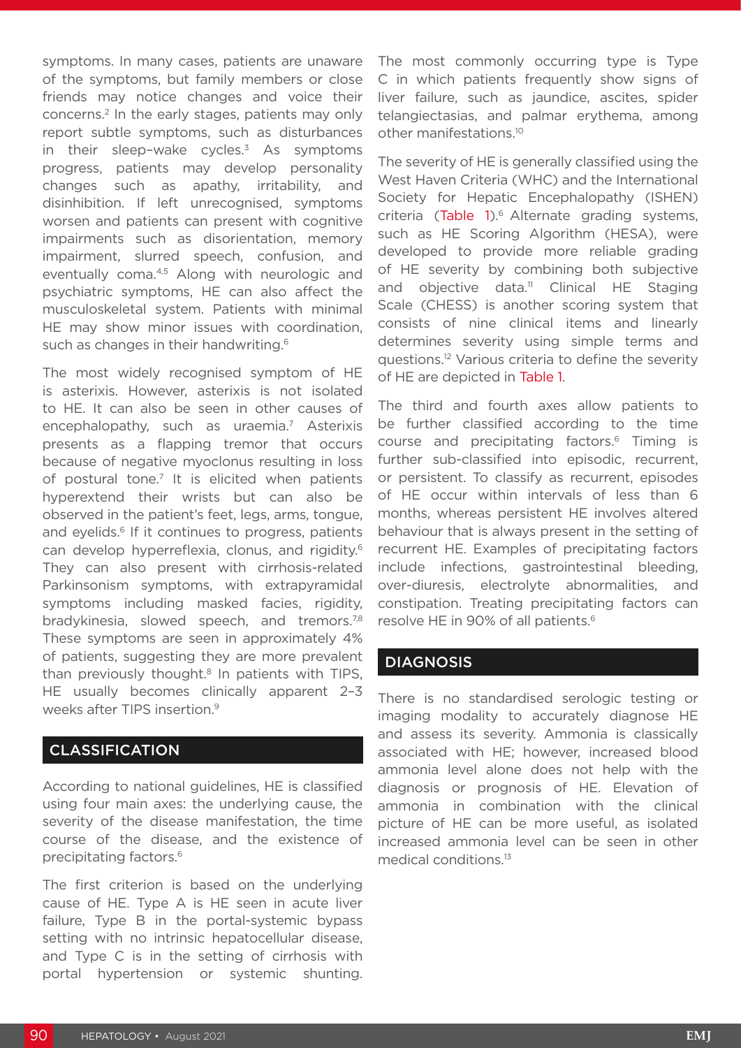symptoms. In many cases, patients are unaware of the symptoms, but family members or close friends may notice changes and voice their concerns.[2] In the early stages, patients may only report subtle symptoms, such as disturbances in their sleep–wake cycles.[3] As symptoms progress, patients may develop personality changes such as apathy, irritability, and disinhibition. If left unrecognised, symptoms worsen and patients can present with cognitive impairments such as disorientation, memory impairment, slurred speech, confusion, and eventually coma.[4,5] Along with neurologic and psychiatric symptoms, HE can also affect the musculoskeletal system. Patients with minimal HE may show minor issues with coordination, such as changes in their handwriting.[6]

The most widely recognised symptom of HE is asterixis. However, asterixis is not isolated to HE. It can also be seen in other causes of encephalopathy, such as uraemia.[7] Asterixis presents as a flapping tremor that occurs because of negative myoclonus resulting in loss of postural tone.[7] It is elicited when patients hyperextend their wrists but can also be observed in the patient's feet, legs, arms, tongue, and eyelids.[6] If it continues to progress, patients can develop hyperreflexia, clonus, and rigidity.[6] They can also present with cirrhosis-related Parkinsonism symptoms, with extrapyramidal symptoms including masked facies, rigidity, bradykinesia, slowed speech, and tremors.[7,8] These symptoms are seen in approximately 4% of patients, suggesting they are more prevalent than previously thought.[8] In patients with TIPS, HE usually becomes clinically apparent 2–3 weeks after TIPS insertion.[9]

## CLASSIFICATION

According to national guidelines, HE is classified using four main axes: the underlying cause, the severity of the disease manifestation, the time course of the disease, and the existence of precipitating factors.[6]

The first criterion is based on the underlying cause of HE. Type A is HE seen in acute liver failure, Type B in the portal-systemic bypass setting with no intrinsic hepatocellular disease, and Type C is in the setting of cirrhosis with portal hypertension or systemic shunting. The most commonly occurring type is Type C in which patients frequently show signs of liver failure, such as jaundice, ascites, spider telangiectasias, and palmar erythema, among other manifestations.[10]

The severity of HE is generally classified using the West Haven Criteria (WHC) and the International Society for Hepatic Encephalopathy (ISHEN) criteria (Table 1).[6] Alternate grading systems, such as HE Scoring Algorithm (HESA), were developed to provide more reliable grading of HE severity by combining both subjective and objective data.[11] Clinical HE Staging Scale (CHESS) is another scoring system that consists of nine clinical items and linearly determines severity using simple terms and questions.[12] Various criteria to define the severity of HE are depicted in Table 1.

The third and fourth axes allow patients to be further classified according to the time course and precipitating factors.[6] Timing is further sub-classified into episodic, recurrent, or persistent. To classify as recurrent, episodes of HE occur within intervals of less than 6 months, whereas persistent HE involves altered behaviour that is always present in the setting of recurrent HE. Examples of precipitating factors include infections, gastrointestinal bleeding, over-diuresis, electrolyte abnormalities, and constipation. Treating precipitating factors can resolve HE in 90% of all patients.[6]

## DIAGNOSIS

There is no standardised serologic testing or imaging modality to accurately diagnose HE and assess its severity. Ammonia is classically associated with HE; however, increased blood ammonia level alone does not help with the diagnosis or prognosis of HE. Elevation of ammonia in combination with the clinical picture of HE can be more useful, as isolated increased ammonia level can be seen in other medical conditions.[13]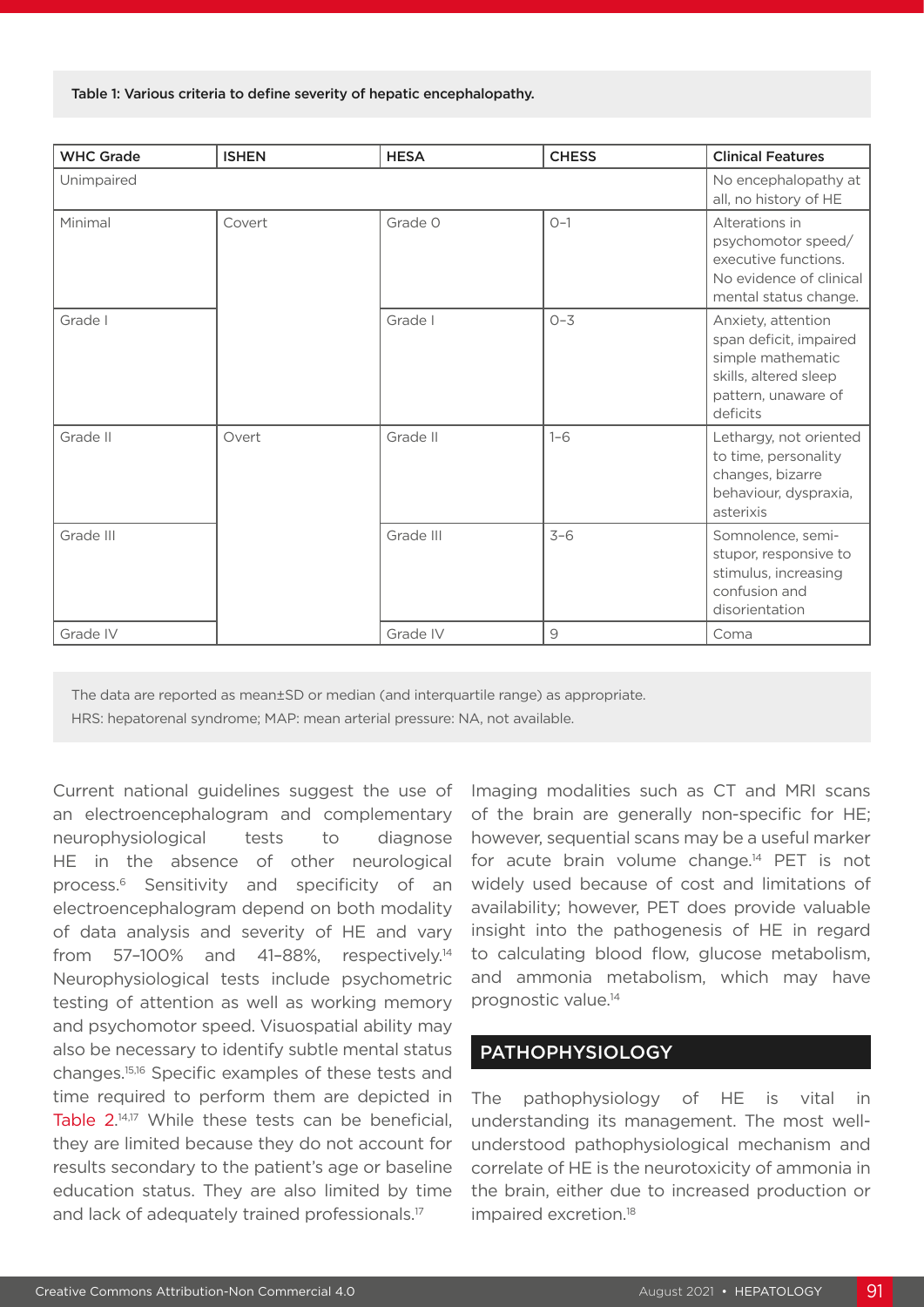Table 1: Various criteria to define severity of hepatic encephalopathy.

| WHC Grade | ISHEN | HESA | CHESS | Clinical Features |
|---|---|---|---|---|
| Unimpaired | | | | No encephalopathy at all, no history of HE |
| Minimal | Covert | Grade 0 | 0–1 | Alterations in psychomotor speed/ executive functions. No evidence of clinical mental status change. |
| Grade I | | Grade I | 0–3 | Anxiety, attention span deficit, impaired simple mathematic skills, altered sleep pattern, unaware of deficits |
| Grade II | Overt | Grade II | 1–6 | Lethargy, not oriented to time, personality changes, bizarre behaviour, dyspraxia, asterixis |
| Grade III | | Grade III | 3–6 | Somnolence, semi-stupor, responsive to stimulus, increasing confusion and disorientation |
| Grade IV | | Grade IV | 9 | Coma |

The data are reported as mean±SD or median (and interquartile range) as appropriate.
HRS: hepatorenal syndrome; MAP: mean arterial pressure: NA, not available.

Current national guidelines suggest the use of an electroencephalogram and complementary neurophysiological tests to diagnose HE in the absence of other neurological process.[6] Sensitivity and specificity of an electroencephalogram depend on both modality of data analysis and severity of HE and vary from 57–100% and 41–88%, respectively.[14] Neurophysiological tests include psychometric testing of attention as well as working memory and psychomotor speed. Visuospatial ability may also be necessary to identify subtle mental status changes.[15,16] Specific examples of these tests and time required to perform them are depicted in Table 2.[14,17] While these tests can be beneficial, they are limited because they do not account for results secondary to the patient's age or baseline education status. They are also limited by time and lack of adequately trained professionals.[17]

Imaging modalities such as CT and MRI scans of the brain are generally non-specific for HE; however, sequential scans may be a useful marker for acute brain volume change.[14] PET is not widely used because of cost and limitations of availability; however, PET does provide valuable insight into the pathogenesis of HE in regard to calculating blood flow, glucose metabolism, and ammonia metabolism, which may have prognostic value.[14]

## PATHOPHYSIOLOGY

The pathophysiology of HE is vital in understanding its management. The most well-understood pathophysiological mechanism and correlate of HE is the neurotoxicity of ammonia in the brain, either due to increased production or impaired excretion.[18]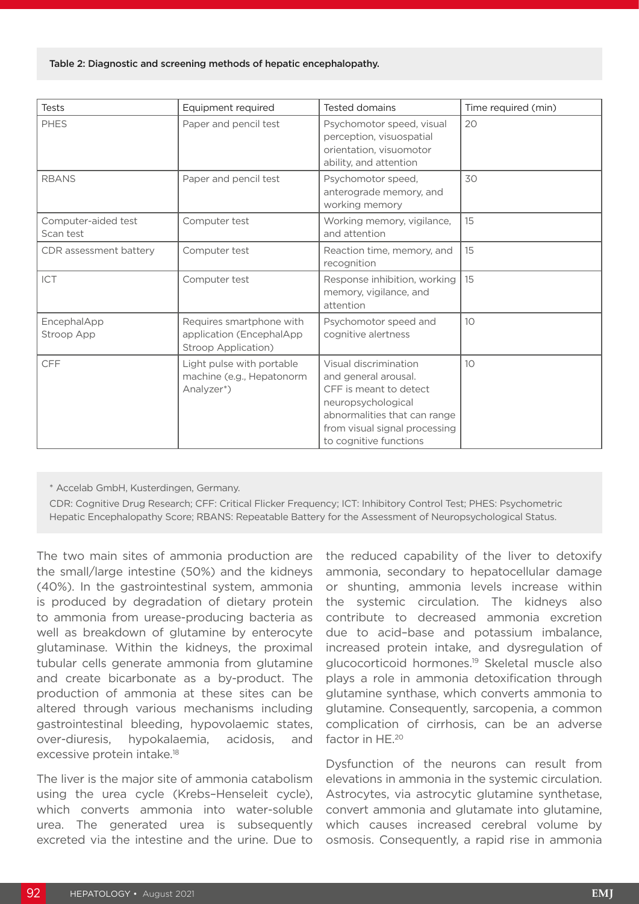Table 2: Diagnostic and screening methods of hepatic encephalopathy.

| Tests | Equipment required | Tested domains | Time required (min) |
| --- | --- | --- | --- |
| PHES | Paper and pencil test | Psychomotor speed, visual perception, visuospatial orientation, visuomotor ability, and attention | 20 |
| RBANS | Paper and pencil test | Psychomotor speed, anterograde memory, and working memory | 30 |
| Computer-aided test Scan test | Computer test | Working memory, vigilance, and attention | 15 |
| CDR assessment battery | Computer test | Reaction time, memory, and recognition | 15 |
| ICT | Computer test | Response inhibition, working memory, vigilance, and attention | 15 |
| EncephalApp Stroop App | Requires smartphone with application (EncephalApp Stroop Application) | Psychomotor speed and cognitive alertness | 10 |
| CFF | Light pulse with portable machine (e.g., Hepatonorm Analyzer*) | Visual discrimination and general arousal. CFF is meant to detect neuropsychological abnormalities that can range from visual signal processing to cognitive functions | 10 |

\* Accelab GmbH, Kusterdingen, Germany.

CDR: Cognitive Drug Research; CFF: Critical Flicker Frequency; ICT: Inhibitory Control Test; PHES: Psychometric Hepatic Encephalopathy Score; RBANS: Repeatable Battery for the Assessment of Neuropsychological Status.

The two main sites of ammonia production are the small/large intestine (50%) and the kidneys (40%). In the gastrointestinal system, ammonia is produced by degradation of dietary protein to ammonia from urease-producing bacteria as well as breakdown of glutamine by enterocyte glutaminase. Within the kidneys, the proximal tubular cells generate ammonia from glutamine and create bicarbonate as a by-product. The production of ammonia at these sites can be altered through various mechanisms including gastrointestinal bleeding, hypovolaemic states, over-diuresis, hypokalaemia, acidosis, and excessive protein intake.[18]

The liver is the major site of ammonia catabolism using the urea cycle (Krebs–Henseleit cycle), which converts ammonia into water-soluble urea. The generated urea is subsequently excreted via the intestine and the urine. Due to the reduced capability of the liver to detoxify ammonia, secondary to hepatocellular damage or shunting, ammonia levels increase within the systemic circulation. The kidneys also contribute to decreased ammonia excretion due to acid–base and potassium imbalance, increased protein intake, and dysregulation of glucocorticoid hormones.[19] Skeletal muscle also plays a role in ammonia detoxification through glutamine synthase, which converts ammonia to glutamine. Consequently, sarcopenia, a common complication of cirrhosis, can be an adverse factor in HE.[20]

Dysfunction of the neurons can result from elevations in ammonia in the systemic circulation. Astrocytes, via astrocytic glutamine synthetase, convert ammonia and glutamate into glutamine, which causes increased cerebral volume by osmosis. Consequently, a rapid rise in ammonia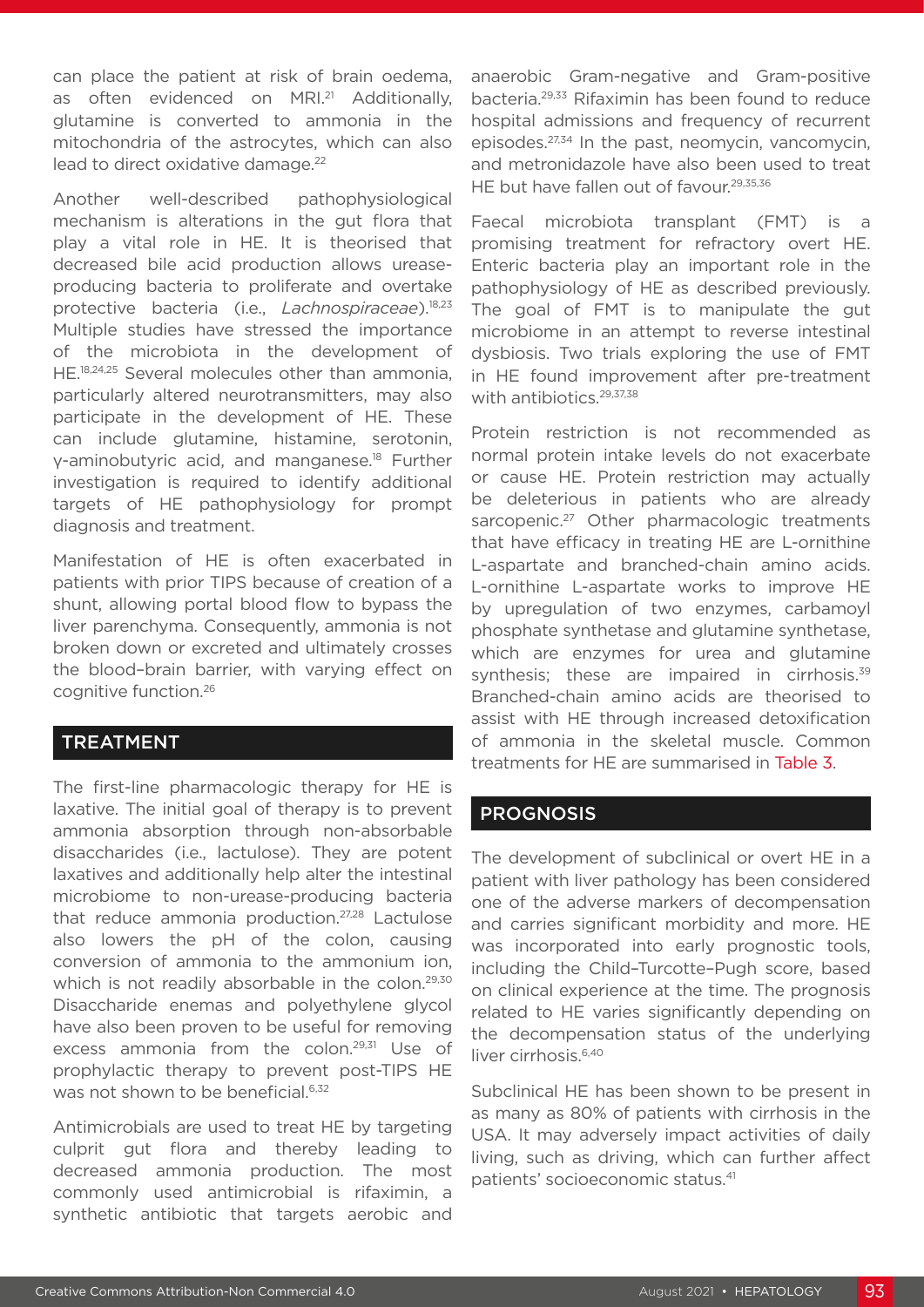can place the patient at risk of brain oedema, as often evidenced on MRI.[21] Additionally, glutamine is converted to ammonia in the mitochondria of the astrocytes, which can also lead to direct oxidative damage.[22]

Another well-described pathophysiological mechanism is alterations in the gut flora that play a vital role in HE. It is theorised that decreased bile acid production allows urease-producing bacteria to proliferate and overtake protective bacteria (i.e., *Lachnospiraceae*).[18,23] Multiple studies have stressed the importance of the microbiota in the development of HE.[18,24,25] Several molecules other than ammonia, particularly altered neurotransmitters, may also participate in the development of HE. These can include glutamine, histamine, serotonin, γ-aminobutyric acid, and manganese.[18] Further investigation is required to identify additional targets of HE pathophysiology for prompt diagnosis and treatment.

Manifestation of HE is often exacerbated in patients with prior TIPS because of creation of a shunt, allowing portal blood flow to bypass the liver parenchyma. Consequently, ammonia is not broken down or excreted and ultimately crosses the blood–brain barrier, with varying effect on cognitive function.[26]

## TREATMENT

The first-line pharmacologic therapy for HE is laxative. The initial goal of therapy is to prevent ammonia absorption through non-absorbable disaccharides (i.e., lactulose). They are potent laxatives and additionally help alter the intestinal microbiome to non-urease-producing bacteria that reduce ammonia production.[27,28] Lactulose also lowers the pH of the colon, causing conversion of ammonia to the ammonium ion, which is not readily absorbable in the colon.[29,30] Disaccharide enemas and polyethylene glycol have also been proven to be useful for removing excess ammonia from the colon.[29,31] Use of prophylactic therapy to prevent post-TIPS HE was not shown to be beneficial.[6,32]

Antimicrobials are used to treat HE by targeting culprit gut flora and thereby leading to decreased ammonia production. The most commonly used antimicrobial is rifaximin, a synthetic antibiotic that targets aerobic and anaerobic Gram-negative and Gram-positive bacteria.[29,33] Rifaximin has been found to reduce hospital admissions and frequency of recurrent episodes.[27,34] In the past, neomycin, vancomycin, and metronidazole have also been used to treat HE but have fallen out of favour.[29,35,36]

Faecal microbiota transplant (FMT) is a promising treatment for refractory overt HE. Enteric bacteria play an important role in the pathophysiology of HE as described previously. The goal of FMT is to manipulate the gut microbiome in an attempt to reverse intestinal dysbiosis. Two trials exploring the use of FMT in HE found improvement after pre-treatment with antibiotics.[29,37,38]

Protein restriction is not recommended as normal protein intake levels do not exacerbate or cause HE. Protein restriction may actually be deleterious in patients who are already sarcopenic.[27] Other pharmacologic treatments that have efficacy in treating HE are L-ornithine L-aspartate and branched-chain amino acids. L-ornithine L-aspartate works to improve HE by upregulation of two enzymes, carbamoyl phosphate synthetase and glutamine synthetase, which are enzymes for urea and glutamine synthesis; these are impaired in cirrhosis.[39] Branched-chain amino acids are theorised to assist with HE through increased detoxification of ammonia in the skeletal muscle. Common treatments for HE are summarised in Table 3.

## PROGNOSIS

The development of subclinical or overt HE in a patient with liver pathology has been considered one of the adverse markers of decompensation and carries significant morbidity and more. HE was incorporated into early prognostic tools, including the Child–Turcotte–Pugh score, based on clinical experience at the time. The prognosis related to HE varies significantly depending on the decompensation status of the underlying liver cirrhosis.[6,40]

Subclinical HE has been shown to be present in as many as 80% of patients with cirrhosis in the USA. It may adversely impact activities of daily living, such as driving, which can further affect patients' socioeconomic status.[41]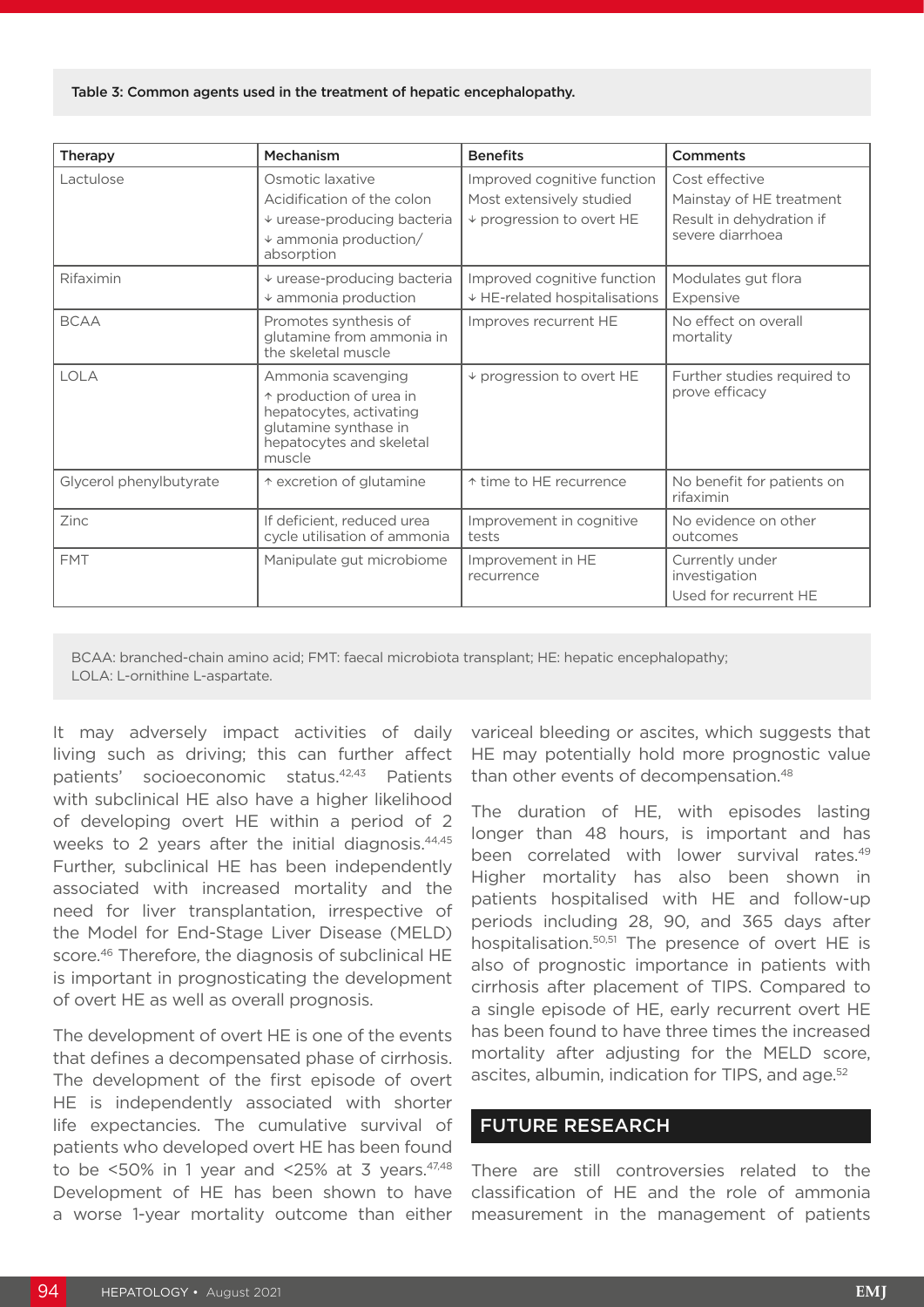Table 3: Common agents used in the treatment of hepatic encephalopathy.

| Therapy | Mechanism | Benefits | Comments |
|---|---|---|---|
| Lactulose | Osmotic laxative<br>Acidification of the colon<br>↓ urease-producing bacteria<br>↓ ammonia production/absorption | Improved cognitive function<br>Most extensively studied<br>↓ progression to overt HE | Cost effective<br>Mainstay of HE treatment<br>Result in dehydration if severe diarrhoea |
| Rifaximin | ↓ urease-producing bacteria<br>↓ ammonia production | Improved cognitive function<br>↓ HE-related hospitalisations | Modulates gut flora<br>Expensive |
| BCAA | Promotes synthesis of glutamine from ammonia in the skeletal muscle | Improves recurrent HE | No effect on overall mortality |
| LOLA | Ammonia scavenging<br>↑ production of urea in hepatocytes, activating glutamine synthase in hepatocytes and skeletal muscle | ↓ progression to overt HE | Further studies required to prove efficacy |
| Glycerol phenylbutyrate | ↑ excretion of glutamine | ↑ time to HE recurrence | No benefit for patients on rifaximin |
| Zinc | If deficient, reduced urea cycle utilisation of ammonia | Improvement in cognitive tests | No evidence on other outcomes |
| FMT | Manipulate gut microbiome | Improvement in HE recurrence | Currently under investigation<br>Used for recurrent HE |

BCAA: branched-chain amino acid; FMT: faecal microbiota transplant; HE: hepatic encephalopathy; LOLA: L-ornithine L-aspartate.

It may adversely impact activities of daily living such as driving; this can further affect patients' socioeconomic status.[42,43] Patients with subclinical HE also have a higher likelihood of developing overt HE within a period of 2 weeks to 2 years after the initial diagnosis.[44,45] Further, subclinical HE has been independently associated with increased mortality and the need for liver transplantation, irrespective of the Model for End-Stage Liver Disease (MELD) score.[46] Therefore, the diagnosis of subclinical HE is important in prognosticating the development of overt HE as well as overall prognosis.

The development of overt HE is one of the events that defines a decompensated phase of cirrhosis. The development of the first episode of overt HE is independently associated with shorter life expectancies. The cumulative survival of patients who developed overt HE has been found to be <50% in 1 year and <25% at 3 years.[47,48] Development of HE has been shown to have a worse 1-year mortality outcome than either variceal bleeding or ascites, which suggests that HE may potentially hold more prognostic value than other events of decompensation.[48]

The duration of HE, with episodes lasting longer than 48 hours, is important and has been correlated with lower survival rates.[49] Higher mortality has also been shown in patients hospitalised with HE and follow-up periods including 28, 90, and 365 days after hospitalisation.[50,51] The presence of overt HE is also of prognostic importance in patients with cirrhosis after placement of TIPS. Compared to a single episode of HE, early recurrent overt HE has been found to have three times the increased mortality after adjusting for the MELD score, ascites, albumin, indication for TIPS, and age.[52]

## FUTURE RESEARCH

There are still controversies related to the classification of HE and the role of ammonia measurement in the management of patients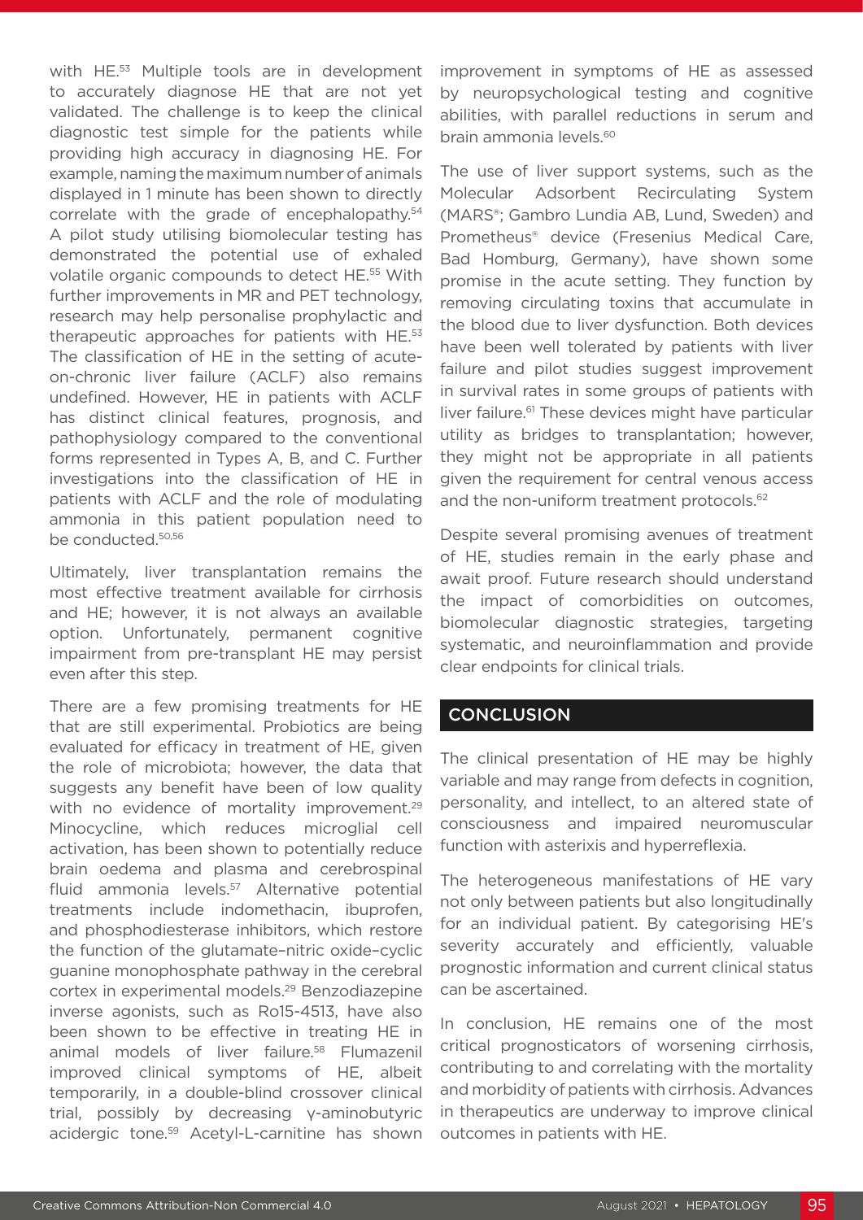with HE.[53] Multiple tools are in development to accurately diagnose HE that are not yet validated. The challenge is to keep the clinical diagnostic test simple for the patients while providing high accuracy in diagnosing HE. For example, naming the maximum number of animals displayed in 1 minute has been shown to directly correlate with the grade of encephalopathy.[54] A pilot study utilising biomolecular testing has demonstrated the potential use of exhaled volatile organic compounds to detect HE.[55] With further improvements in MR and PET technology, research may help personalise prophylactic and therapeutic approaches for patients with HE.[53] The classification of HE in the setting of acute-on-chronic liver failure (ACLF) also remains undefined. However, HE in patients with ACLF has distinct clinical features, prognosis, and pathophysiology compared to the conventional forms represented in Types A, B, and C. Further investigations into the classification of HE in patients with ACLF and the role of modulating ammonia in this patient population need to be conducted.[50,56]

Ultimately, liver transplantation remains the most effective treatment available for cirrhosis and HE; however, it is not always an available option. Unfortunately, permanent cognitive impairment from pre-transplant HE may persist even after this step.

There are a few promising treatments for HE that are still experimental. Probiotics are being evaluated for efficacy in treatment of HE, given the role of microbiota; however, the data that suggests any benefit have been of low quality with no evidence of mortality improvement.[29] Minocycline, which reduces microglial cell activation, has been shown to potentially reduce brain oedema and plasma and cerebrospinal fluid ammonia levels.[57] Alternative potential treatments include indomethacin, ibuprofen, and phosphodiesterase inhibitors, which restore the function of the glutamate–nitric oxide–cyclic guanine monophosphate pathway in the cerebral cortex in experimental models.[29] Benzodiazepine inverse agonists, such as Ro15-4513, have also been shown to be effective in treating HE in animal models of liver failure.[58] Flumazenil improved clinical symptoms of HE, albeit temporarily, in a double-blind crossover clinical trial, possibly by decreasing γ-aminobutyric acidergic tone.[59] Acetyl-L-carnitine has shown improvement in symptoms of HE as assessed by neuropsychological testing and cognitive abilities, with parallel reductions in serum and brain ammonia levels.[60]

The use of liver support systems, such as the Molecular Adsorbent Recirculating System (MARS®; Gambro Lundia AB, Lund, Sweden) and Prometheus® device (Fresenius Medical Care, Bad Homburg, Germany), have shown some promise in the acute setting. They function by removing circulating toxins that accumulate in the blood due to liver dysfunction. Both devices have been well tolerated by patients with liver failure and pilot studies suggest improvement in survival rates in some groups of patients with liver failure.[61] These devices might have particular utility as bridges to transplantation; however, they might not be appropriate in all patients given the requirement for central venous access and the non-uniform treatment protocols.[62]

Despite several promising avenues of treatment of HE, studies remain in the early phase and await proof. Future research should understand the impact of comorbidities on outcomes, biomolecular diagnostic strategies, targeting systematic, and neuroinflammation and provide clear endpoints for clinical trials.

## CONCLUSION

The clinical presentation of HE may be highly variable and may range from defects in cognition, personality, and intellect, to an altered state of consciousness and impaired neuromuscular function with asterixis and hyperreflexia.

The heterogeneous manifestations of HE vary not only between patients but also longitudinally for an individual patient. By categorising HE's severity accurately and efficiently, valuable prognostic information and current clinical status can be ascertained.

In conclusion, HE remains one of the most critical prognosticators of worsening cirrhosis, contributing to and correlating with the mortality and morbidity of patients with cirrhosis. Advances in therapeutics are underway to improve clinical outcomes in patients with HE.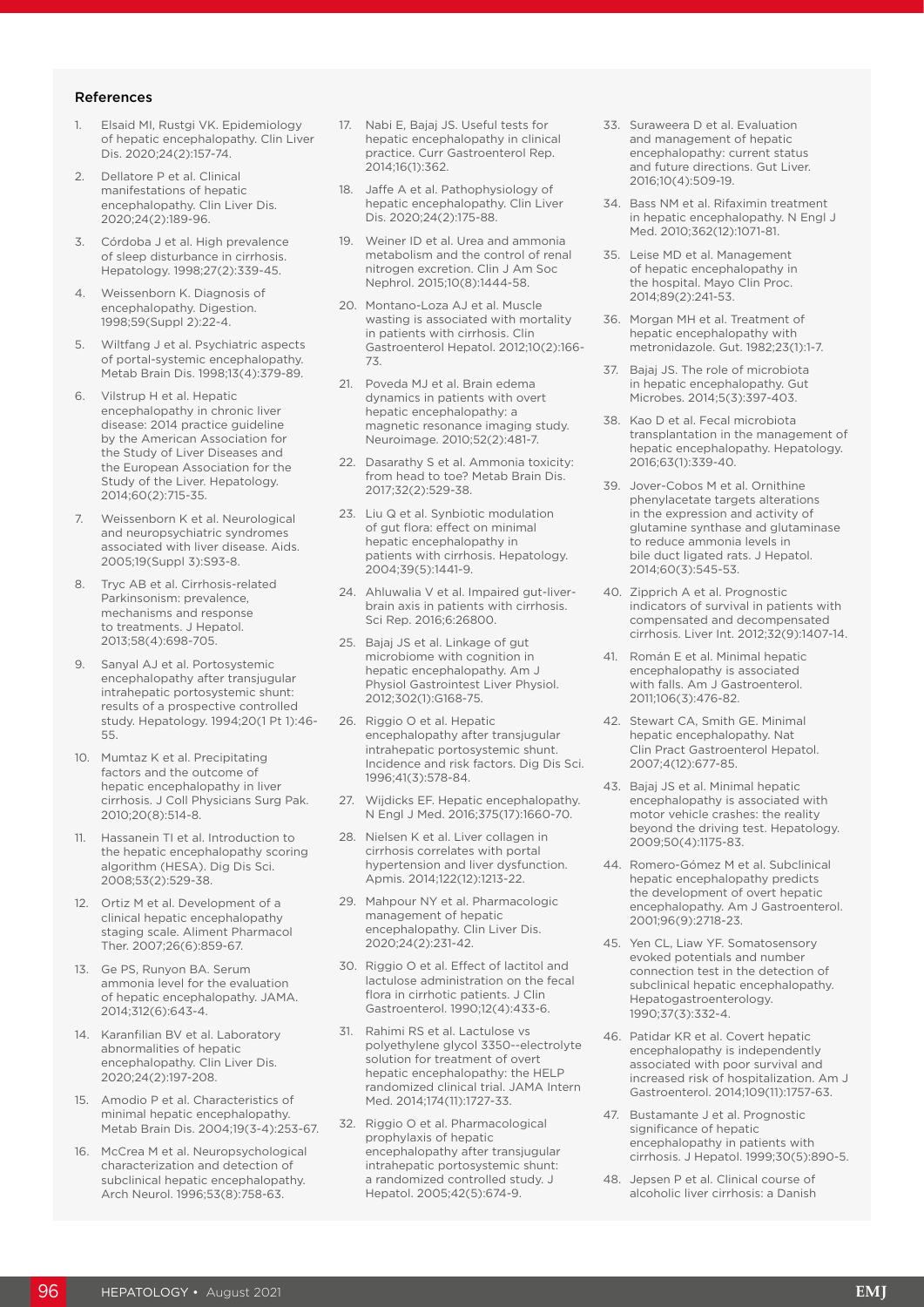## References

1. Elsaid MI, Rustgi VK. Epidemiology of hepatic encephalopathy. Clin Liver Dis. 2020;24(2):157-74.
2. Dellatore P et al. Clinical manifestations of hepatic encephalopathy. Clin Liver Dis. 2020;24(2):189-96.
3. Córdoba J et al. High prevalence of sleep disturbance in cirrhosis. Hepatology. 1998;27(2):339-45.
4. Weissenborn K. Diagnosis of encephalopathy. Digestion. 1998;59(Suppl 2):22-4.
5. Wiltfang J et al. Psychiatric aspects of portal-systemic encephalopathy. Metab Brain Dis. 1998;13(4):379-89.
6. Vilstrup H et al. Hepatic encephalopathy in chronic liver disease: 2014 practice guideline by the American Association for the Study of Liver Diseases and the European Association for the Study of the Liver. Hepatology. 2014;60(2):715-35.
7. Weissenborn K et al. Neurological and neuropsychiatric syndromes associated with liver disease. Aids. 2005;19(Suppl 3):S93-8.
8. Tryc AB et al. Cirrhosis-related Parkinsonism: prevalence, mechanisms and response to treatments. J Hepatol. 2013;58(4):698-705.
9. Sanyal AJ et al. Portosystemic encephalopathy after transjugular intrahepatic portosystemic shunt: results of a prospective controlled study. Hepatology. 1994;20(1 Pt 1):46-55.
10. Mumtaz K et al. Precipitating factors and the outcome of hepatic encephalopathy in liver cirrhosis. J Coll Physicians Surg Pak. 2010;20(8):514-8.
11. Hassanein TI et al. Introduction to the hepatic encephalopathy scoring algorithm (HESA). Dig Dis Sci. 2008;53(2):529-38.
12. Ortiz M et al. Development of a clinical hepatic encephalopathy staging scale. Aliment Pharmacol Ther. 2007;26(6):859-67.
13. Ge PS, Runyon BA. Serum ammonia level for the evaluation of hepatic encephalopathy. JAMA. 2014;312(6):643-4.
14. Karanfilian BV et al. Laboratory abnormalities of hepatic encephalopathy. Clin Liver Dis. 2020;24(2):197-208.
15. Amodio P et al. Characteristics of minimal hepatic encephalopathy. Metab Brain Dis. 2004;19(3-4):253-67.
16. McCrea M et al. Neuropsychological characterization and detection of subclinical hepatic encephalopathy. Arch Neurol. 1996;53(8):758-63.
17. Nabi E, Bajaj JS. Useful tests for hepatic encephalopathy in clinical practice. Curr Gastroenterol Rep. 2014;16(1):362.
18. Jaffe A et al. Pathophysiology of hepatic encephalopathy. Clin Liver Dis. 2020;24(2):175-88.
19. Weiner ID et al. Urea and ammonia metabolism and the control of renal nitrogen excretion. Clin J Am Soc Nephrol. 2015;10(8):1444-58.
20. Montano-Loza AJ et al. Muscle wasting is associated with mortality in patients with cirrhosis. Clin Gastroenterol Hepatol. 2012;10(2):166-73.
21. Poveda MJ et al. Brain edema dynamics in patients with overt hepatic encephalopathy: a magnetic resonance imaging study. Neuroimage. 2010;52(2):481-7.
22. Dasarathy S et al. Ammonia toxicity: from head to toe? Metab Brain Dis. 2017;32(2):529-38.
23. Liu Q et al. Synbiotic modulation of gut flora: effect on minimal hepatic encephalopathy in patients with cirrhosis. Hepatology. 2004;39(5):1441-9.
24. Ahluwalia V et al. Impaired gut-liver-brain axis in patients with cirrhosis. Sci Rep. 2016;6:26800.
25. Bajaj JS et al. Linkage of gut microbiome with cognition in hepatic encephalopathy. Am J Physiol Gastrointest Liver Physiol. 2012;302(1):G168-75.
26. Riggio O et al. Hepatic encephalopathy after transjugular intrahepatic portosystemic shunt. Incidence and risk factors. Dig Dis Sci. 1996;41(3):578-84.
27. Wijdicks EF. Hepatic encephalopathy. N Engl J Med. 2016;375(17):1660-70.
28. Nielsen K et al. Liver collagen in cirrhosis correlates with portal hypertension and liver dysfunction. Apmis. 2014;122(12):1213-22.
29. Mahpour NY et al. Pharmacologic management of hepatic encephalopathy. Clin Liver Dis. 2020;24(2):231-42.
30. Riggio O et al. Effect of lactitol and lactulose administration on the fecal flora in cirrhotic patients. J Clin Gastroenterol. 1990;12(4):433-6.
31. Rahimi RS et al. Lactulose vs polyethylene glycol 3350--electrolyte solution for treatment of overt hepatic encephalopathy: the HELP randomized clinical trial. JAMA Intern Med. 2014;174(11):1727-33.
32. Riggio O et al. Pharmacological prophylaxis of hepatic encephalopathy after transjugular intrahepatic portosystemic shunt: a randomized controlled study. J Hepatol. 2005;42(5):674-9.
33. Suraweera D et al. Evaluation and management of hepatic encephalopathy: current status and future directions. Gut Liver. 2016;10(4):509-19.
34. Bass NM et al. Rifaximin treatment in hepatic encephalopathy. N Engl J Med. 2010;362(12):1071-81.
35. Leise MD et al. Management of hepatic encephalopathy in the hospital. Mayo Clin Proc. 2014;89(2):241-53.
36. Morgan MH et al. Treatment of hepatic encephalopathy with metronidazole. Gut. 1982;23(1):1-7.
37. Bajaj JS. The role of microbiota in hepatic encephalopathy. Gut Microbes. 2014;5(3):397-403.
38. Kao D et al. Fecal microbiota transplantation in the management of hepatic encephalopathy. Hepatology. 2016;63(1):339-40.
39. Jover-Cobos M et al. Ornithine phenylacetate targets alterations in the expression and activity of glutamine synthase and glutaminase to reduce ammonia levels in bile duct ligated rats. J Hepatol. 2014;60(3):545-53.
40. Zipprich A et al. Prognostic indicators of survival in patients with compensated and decompensated cirrhosis. Liver Int. 2012;32(9):1407-14.
41. Román E et al. Minimal hepatic encephalopathy is associated with falls. Am J Gastroenterol. 2011;106(3):476-82.
42. Stewart CA, Smith GE. Minimal hepatic encephalopathy. Nat Clin Pract Gastroenterol Hepatol. 2007;4(12):677-85.
43. Bajaj JS et al. Minimal hepatic encephalopathy is associated with motor vehicle crashes: the reality beyond the driving test. Hepatology. 2009;50(4):1175-83.
44. Romero-Gómez M et al. Subclinical hepatic encephalopathy predicts the development of overt hepatic encephalopathy. Am J Gastroenterol. 2001;96(9):2718-23.
45. Yen CL, Liaw YF. Somatosensory evoked potentials and number connection test in the detection of subclinical hepatic encephalopathy. Hepatogastroenterology. 1990;37(3):332-4.
46. Patidar KR et al. Covert hepatic encephalopathy is independently associated with poor survival and increased risk of hospitalization. Am J Gastroenterol. 2014;109(11):1757-63.
47. Bustamante J et al. Prognostic significance of hepatic encephalopathy in patients with cirrhosis. J Hepatol. 1999;30(5):890-5.
48. Jepsen P et al. Clinical course of alcoholic liver cirrhosis: a Danish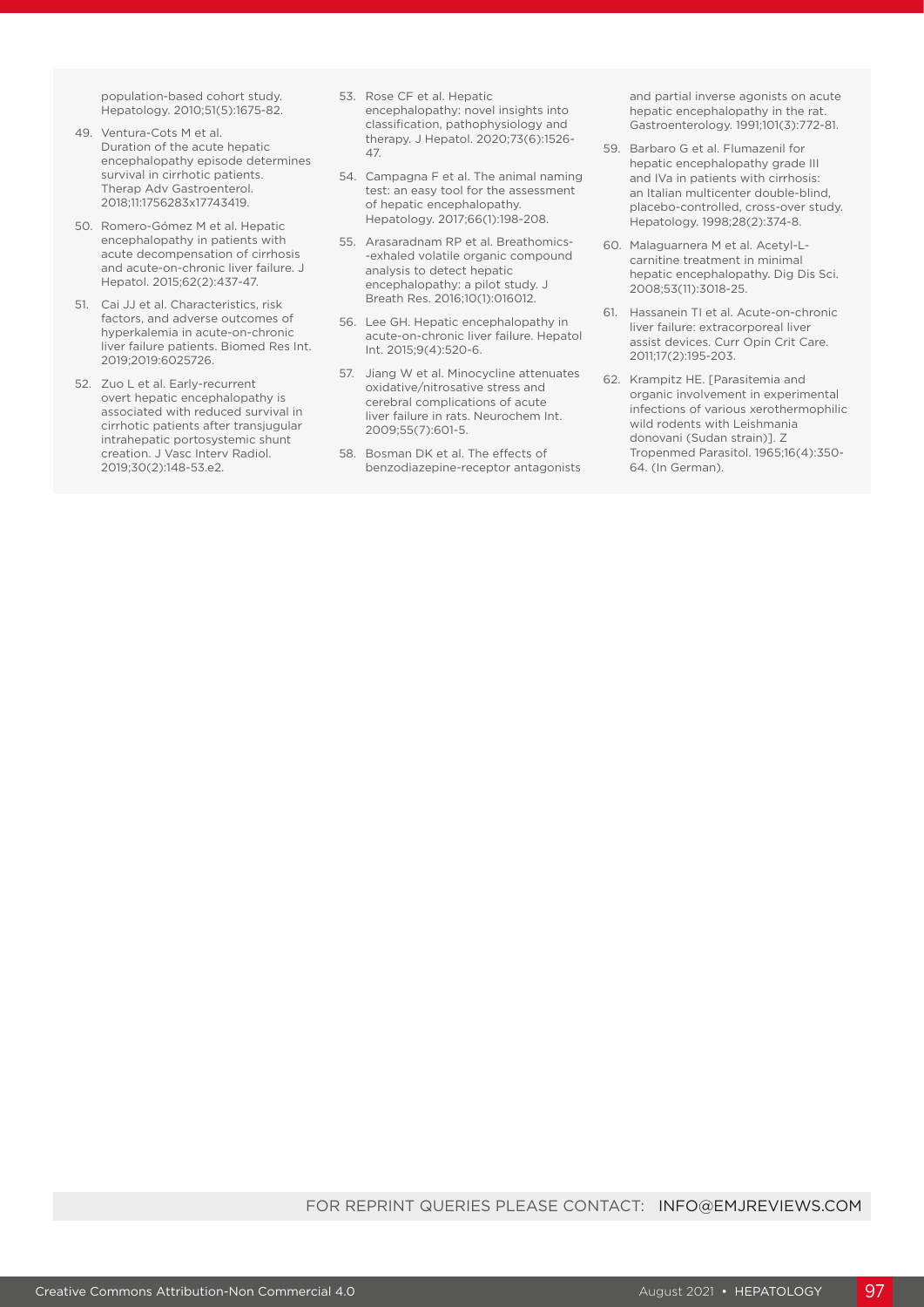population-based cohort study. Hepatology. 2010;51(5):1675-82.

49. Ventura-Cots M et al. Duration of the acute hepatic encephalopathy episode determines survival in cirrhotic patients. Therap Adv Gastroenterol. 2018;11:1756283x17743419.
50. Romero-Gómez M et al. Hepatic encephalopathy in patients with acute decompensation of cirrhosis and acute-on-chronic liver failure. J Hepatol. 2015;62(2):437-47.
51. Cai JJ et al. Characteristics, risk factors, and adverse outcomes of hyperkalemia in acute-on-chronic liver failure patients. Biomed Res Int. 2019;2019:6025726.
52. Zuo L et al. Early-recurrent overt hepatic encephalopathy is associated with reduced survival in cirrhotic patients after transjugular intrahepatic portosystemic shunt creation. J Vasc Interv Radiol. 2019;30(2):148-53.e2.
53. Rose CF et al. Hepatic encephalopathy: novel insights into classification, pathophysiology and therapy. J Hepatol. 2020;73(6):1526-47.
54. Campagna F et al. The animal naming test: an easy tool for the assessment of hepatic encephalopathy. Hepatology. 2017;66(1):198-208.
55. Arasaradnam RP et al. Breathomics--exhaled volatile organic compound analysis to detect hepatic encephalopathy: a pilot study. J Breath Res. 2016;10(1):016012.
56. Lee GH. Hepatic encephalopathy in acute-on-chronic liver failure. Hepatol Int. 2015;9(4):520-6.
57. Jiang W et al. Minocycline attenuates oxidative/nitrosative stress and cerebral complications of acute liver failure in rats. Neurochem Int. 2009;55(7):601-5.
58. Bosman DK et al. The effects of benzodiazepine-receptor antagonists and partial inverse agonists on acute hepatic encephalopathy in the rat. Gastroenterology. 1991;101(3):772-81.
59. Barbaro G et al. Flumazenil for hepatic encephalopathy grade III and IVa in patients with cirrhosis: an Italian multicenter double-blind, placebo-controlled, cross-over study. Hepatology. 1998;28(2):374-8.
60. Malaguarnera M et al. Acetyl-L-carnitine treatment in minimal hepatic encephalopathy. Dig Dis Sci. 2008;53(11):3018-25.
61. Hassanein TI et al. Acute-on-chronic liver failure: extracorporeal liver assist devices. Curr Opin Crit Care. 2011;17(2):195-203.
62. Krampitz HE. [Parasitemia and organic involvement in experimental infections of various xerothermophilic wild rodents with Leishmania donovani (Sudan strain)]. Z Tropenmed Parasitol. 1965;16(4):350-64. (In German).

FOR REPRINT QUERIES PLEASE CONTACT: INFO@EMJREVIEWS.COM